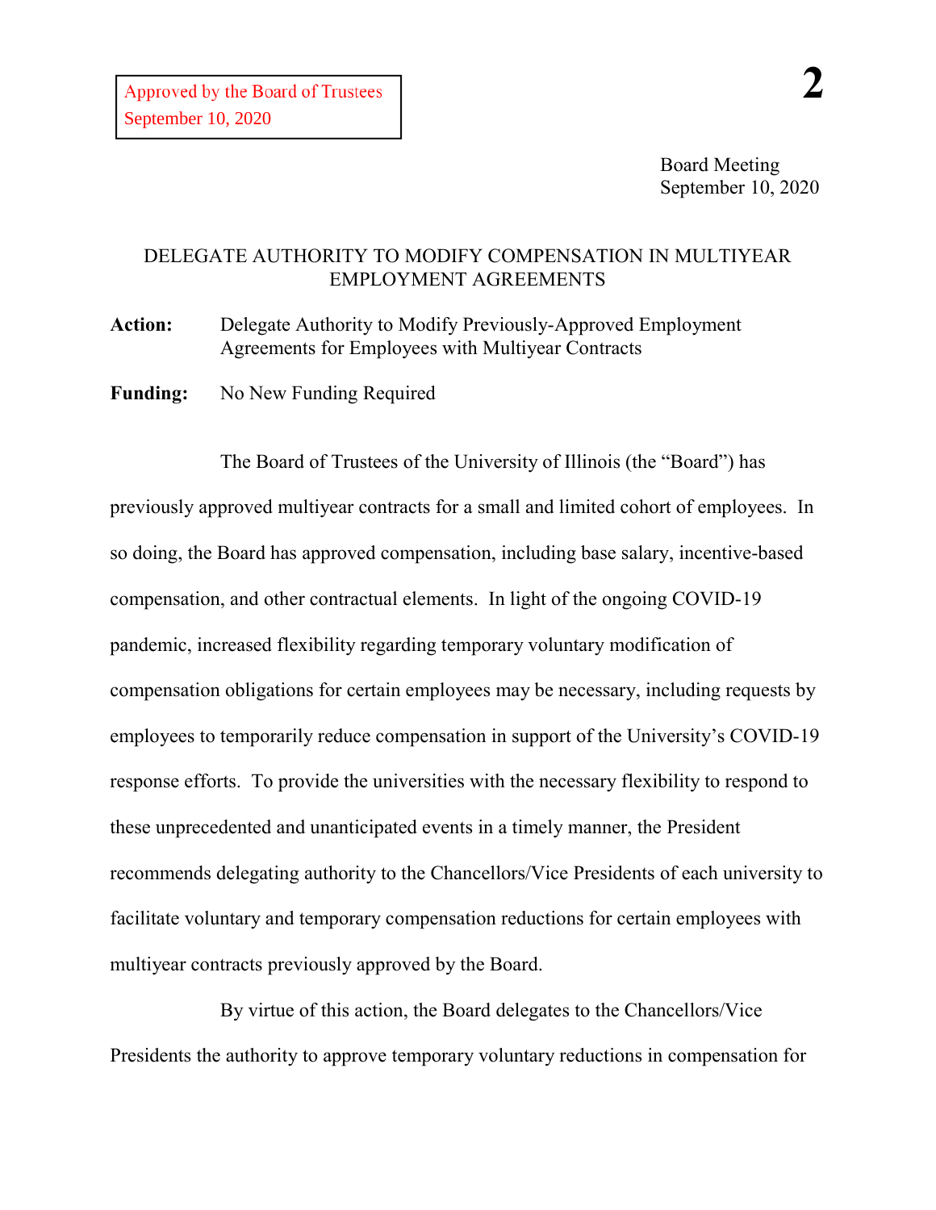Approved by the Board of Trustees
September 10, 2020

**2**

Board Meeting
September 10, 2020

# DELEGATE AUTHORITY TO MODIFY COMPENSATION IN MULTIYEAR EMPLOYMENT AGREEMENTS

**Action:** Delegate Authority to Modify Previously-Approved Employment Agreements for Employees with Multiyear Contracts

**Funding:** No New Funding Required

The Board of Trustees of the University of Illinois (the "Board") has previously approved multiyear contracts for a small and limited cohort of employees. In so doing, the Board has approved compensation, including base salary, incentive-based compensation, and other contractual elements. In light of the ongoing COVID-19 pandemic, increased flexibility regarding temporary voluntary modification of compensation obligations for certain employees may be necessary, including requests by employees to temporarily reduce compensation in support of the University's COVID-19 response efforts. To provide the universities with the necessary flexibility to respond to these unprecedented and unanticipated events in a timely manner, the President recommends delegating authority to the Chancellors/Vice Presidents of each university to facilitate voluntary and temporary compensation reductions for certain employees with multiyear contracts previously approved by the Board.

By virtue of this action, the Board delegates to the Chancellors/Vice Presidents the authority to approve temporary voluntary reductions in compensation for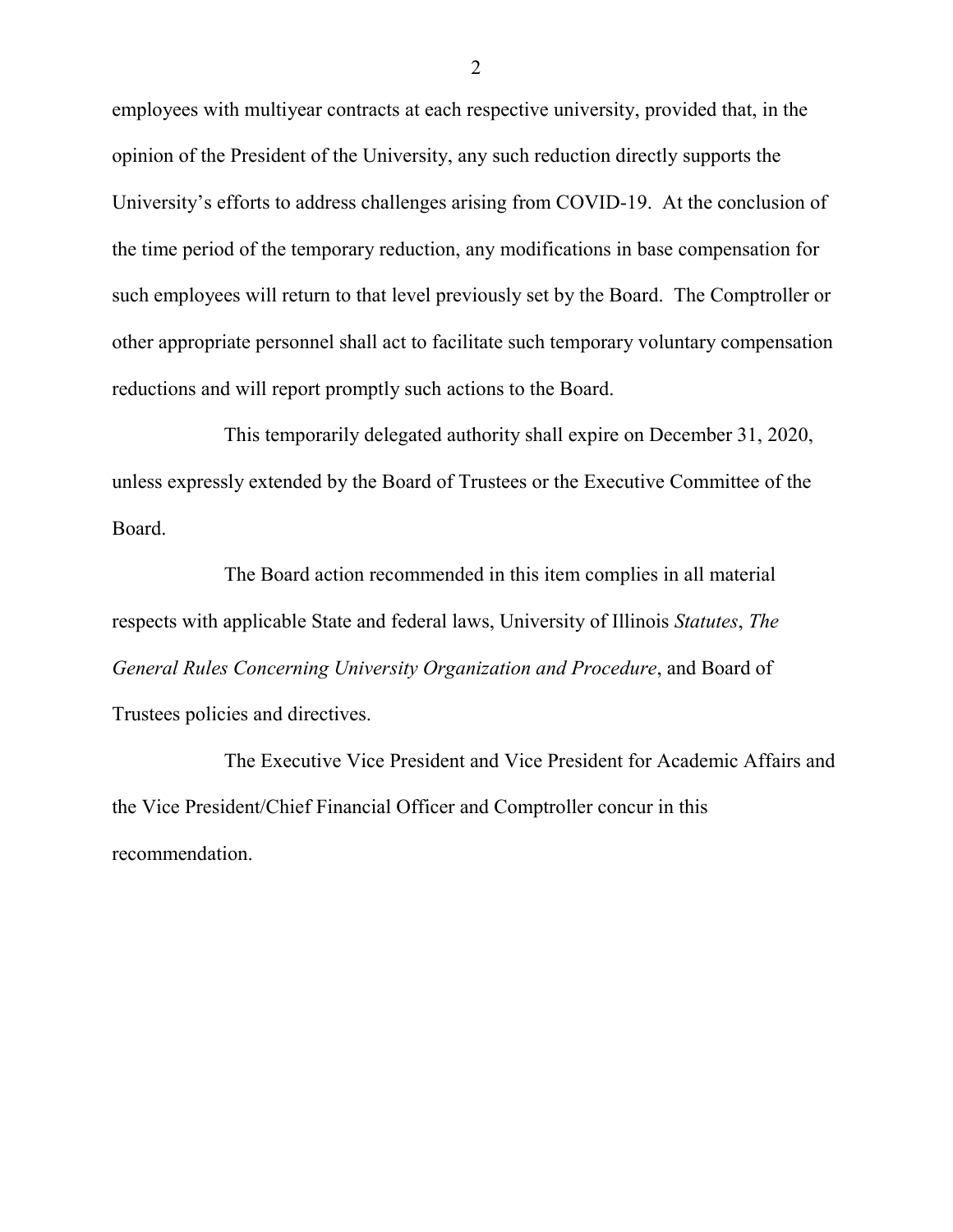employees with multiyear contracts at each respective university, provided that, in the opinion of the President of the University, any such reduction directly supports the University's efforts to address challenges arising from COVID-19. At the conclusion of the time period of the temporary reduction, any modifications in base compensation for such employees will return to that level previously set by the Board. The Comptroller or other appropriate personnel shall act to facilitate such temporary voluntary compensation reductions and will report promptly such actions to the Board.

This temporarily delegated authority shall expire on December 31, 2020, unless expressly extended by the Board of Trustees or the Executive Committee of the Board.

The Board action recommended in this item complies in all material respects with applicable State and federal laws, University of Illinois *Statutes*, *The General Rules Concerning University Organization and Procedure*, and Board of Trustees policies and directives.

The Executive Vice President and Vice President for Academic Affairs and the Vice President/Chief Financial Officer and Comptroller concur in this recommendation.